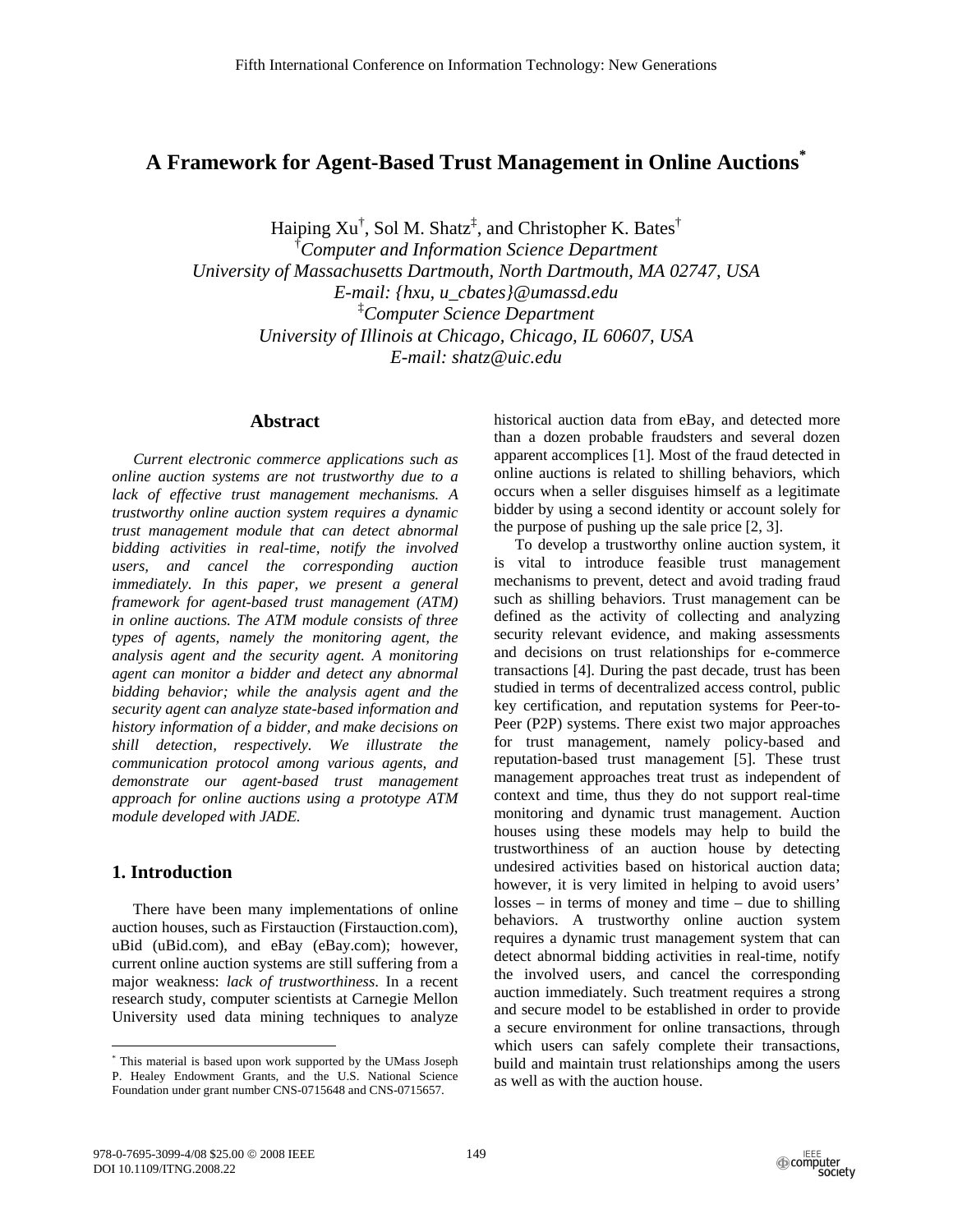# A Framework for Agent-Based Trust Management in Online Auctions[*]

Haiping Xu[†], Sol M. Shatz[‡], and Christopher K. Bates[†]

[†]*Computer and Information Science Department*
*University of Massachusetts Dartmouth, North Dartmouth, MA 02747, USA*
*E-mail: {hxu, u_cbates}@umassd.edu*

[‡]*Computer Science Department*
*University of Illinois at Chicago, Chicago, IL 60607, USA*
*E-mail: shatz@uic.edu*

## Abstract

*Current electronic commerce applications such as online auction systems are not trustworthy due to a lack of effective trust management mechanisms. A trustworthy online auction system requires a dynamic trust management module that can detect abnormal bidding activities in real-time, notify the involved users, and cancel the corresponding auction immediately. In this paper, we present a general framework for agent-based trust management (ATM) in online auctions. The ATM module consists of three types of agents, namely the monitoring agent, the analysis agent and the security agent. A monitoring agent can monitor a bidder and detect any abnormal bidding behavior; while the analysis agent and the security agent can analyze state-based information and history information of a bidder, and make decisions on shill detection, respectively. We illustrate the communication protocol among various agents, and demonstrate our agent-based trust management approach for online auctions using a prototype ATM module developed with JADE.*

## 1. Introduction

There have been many implementations of online auction houses, such as Firstauction (Firstauction.com), uBid (uBid.com), and eBay (eBay.com); however, current online auction systems are still suffering from a major weakness: *lack of trustworthiness*. In a recent research study, computer scientists at Carnegie Mellon University used data mining techniques to analyze historical auction data from eBay, and detected more than a dozen probable fraudsters and several dozen apparent accomplices [1]. Most of the fraud detected in online auctions is related to shilling behaviors, which occurs when a seller disguises himself as a legitimate bidder by using a second identity or account solely for the purpose of pushing up the sale price [2, 3].

To develop a trustworthy online auction system, it is vital to introduce feasible trust management mechanisms to prevent, detect and avoid trading fraud such as shilling behaviors. Trust management can be defined as the activity of collecting and analyzing security relevant evidence, and making assessments and decisions on trust relationships for e-commerce transactions [4]. During the past decade, trust has been studied in terms of decentralized access control, public key certification, and reputation systems for Peer-to-Peer (P2P) systems. There exist two major approaches for trust management, namely policy-based and reputation-based trust management [5]. These trust management approaches treat trust as independent of context and time, thus they do not support real-time monitoring and dynamic trust management. Auction houses using these models may help to build the trustworthiness of an auction house by detecting undesired activities based on historical auction data; however, it is very limited in helping to avoid users' losses – in terms of money and time – due to shilling behaviors. A trustworthy online auction system requires a dynamic trust management system that can detect abnormal bidding activities in real-time, notify the involved users, and cancel the corresponding auction immediately. Such treatment requires a strong and secure model to be established in order to provide a secure environment for online transactions, through which users can safely complete their transactions, build and maintain trust relationships among the users as well as with the auction house.

[*] This material is based upon work supported by the UMass Joseph P. Healey Endowment Grants, and the U.S. National Science Foundation under grant number CNS-0715648 and CNS-0715657.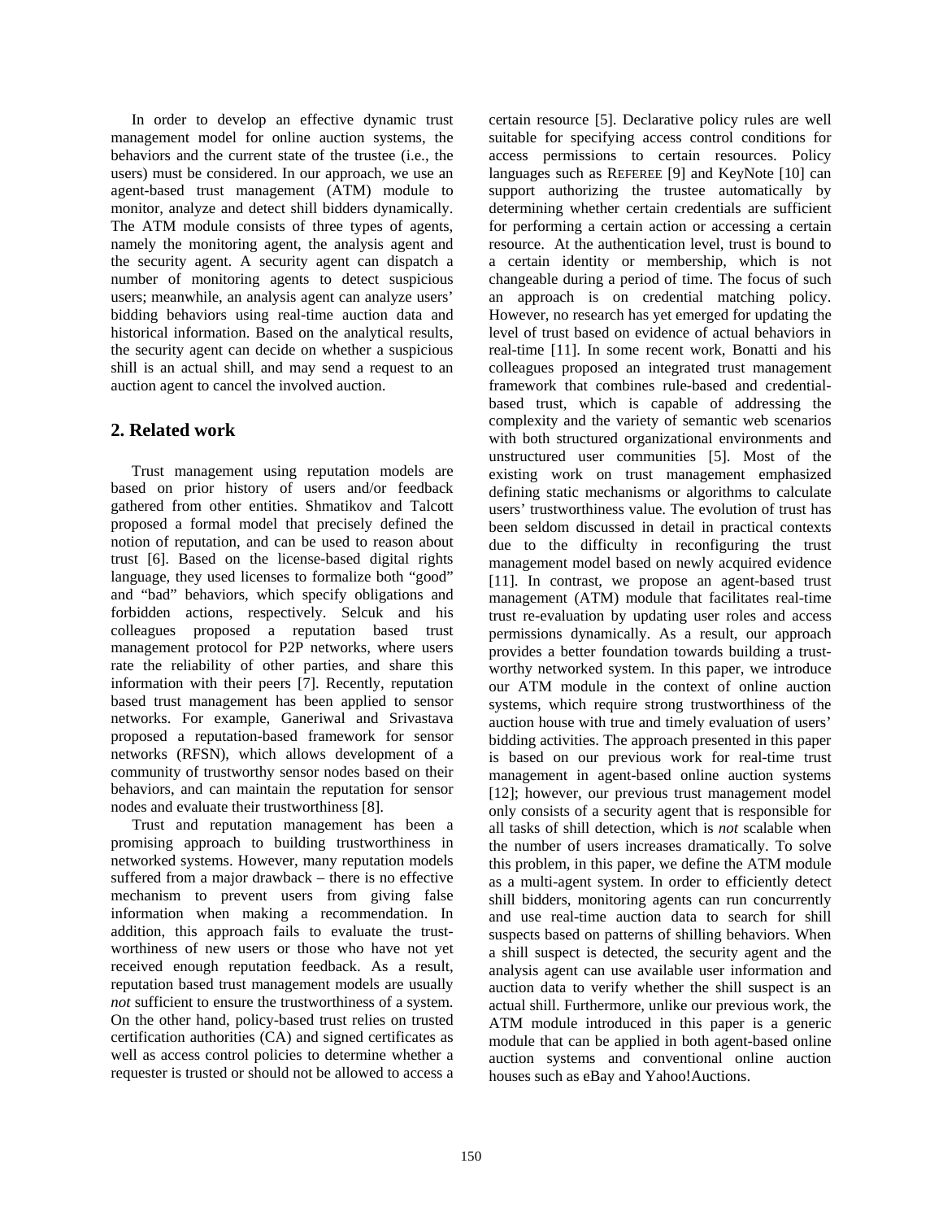In order to develop an effective dynamic trust management model for online auction systems, the behaviors and the current state of the trustee (i.e., the users) must be considered. In our approach, we use an agent-based trust management (ATM) module to monitor, analyze and detect shill bidders dynamically. The ATM module consists of three types of agents, namely the monitoring agent, the analysis agent and the security agent. A security agent can dispatch a number of monitoring agents to detect suspicious users; meanwhile, an analysis agent can analyze users' bidding behaviors using real-time auction data and historical information. Based on the analytical results, the security agent can decide on whether a suspicious shill is an actual shill, and may send a request to an auction agent to cancel the involved auction.

## 2. Related work

Trust management using reputation models are based on prior history of users and/or feedback gathered from other entities. Shmatikov and Talcott proposed a formal model that precisely defined the notion of reputation, and can be used to reason about trust [6]. Based on the license-based digital rights language, they used licenses to formalize both "good" and "bad" behaviors, which specify obligations and forbidden actions, respectively. Selcuk and his colleagues proposed a reputation based trust management protocol for P2P networks, where users rate the reliability of other parties, and share this information with their peers [7]. Recently, reputation based trust management has been applied to sensor networks. For example, Ganeriwal and Srivastava proposed a reputation-based framework for sensor networks (RFSN), which allows development of a community of trustworthy sensor nodes based on their behaviors, and can maintain the reputation for sensor nodes and evaluate their trustworthiness [8].

Trust and reputation management has been a promising approach to building trustworthiness in networked systems. However, many reputation models suffered from a major drawback – there is no effective mechanism to prevent users from giving false information when making a recommendation. In addition, this approach fails to evaluate the trust-worthiness of new users or those who have not yet received enough reputation feedback. As a result, reputation based trust management models are usually *not* sufficient to ensure the trustworthiness of a system. On the other hand, policy-based trust relies on trusted certification authorities (CA) and signed certificates as well as access control policies to determine whether a requester is trusted or should not be allowed to access a certain resource [5]. Declarative policy rules are well suitable for specifying access control conditions for access permissions to certain resources. Policy languages such as REFEREE [9] and KeyNote [10] can support authorizing the trustee automatically by determining whether certain credentials are sufficient for performing a certain action or accessing a certain resource. At the authentication level, trust is bound to a certain identity or membership, which is not changeable during a period of time. The focus of such an approach is on credential matching policy. However, no research has yet emerged for updating the level of trust based on evidence of actual behaviors in real-time [11]. In some recent work, Bonatti and his colleagues proposed an integrated trust management framework that combines rule-based and credential-based trust, which is capable of addressing the complexity and the variety of semantic web scenarios with both structured organizational environments and unstructured user communities [5]. Most of the existing work on trust management emphasized defining static mechanisms or algorithms to calculate users' trustworthiness value. The evolution of trust has been seldom discussed in detail in practical contexts due to the difficulty in reconfiguring the trust management model based on newly acquired evidence [11]. In contrast, we propose an agent-based trust management (ATM) module that facilitates real-time trust re-evaluation by updating user roles and access permissions dynamically. As a result, our approach provides a better foundation towards building a trust-worthy networked system. In this paper, we introduce our ATM module in the context of online auction systems, which require strong trustworthiness of the auction house with true and timely evaluation of users' bidding activities. The approach presented in this paper is based on our previous work for real-time trust management in agent-based online auction systems [12]; however, our previous trust management model only consists of a security agent that is responsible for all tasks of shill detection, which is *not* scalable when the number of users increases dramatically. To solve this problem, in this paper, we define the ATM module as a multi-agent system. In order to efficiently detect shill bidders, monitoring agents can run concurrently and use real-time auction data to search for shill suspects based on patterns of shilling behaviors. When a shill suspect is detected, the security agent and the analysis agent can use available user information and auction data to verify whether the shill suspect is an actual shill. Furthermore, unlike our previous work, the ATM module introduced in this paper is a generic module that can be applied in both agent-based online auction systems and conventional online auction houses such as eBay and Yahoo!Auctions.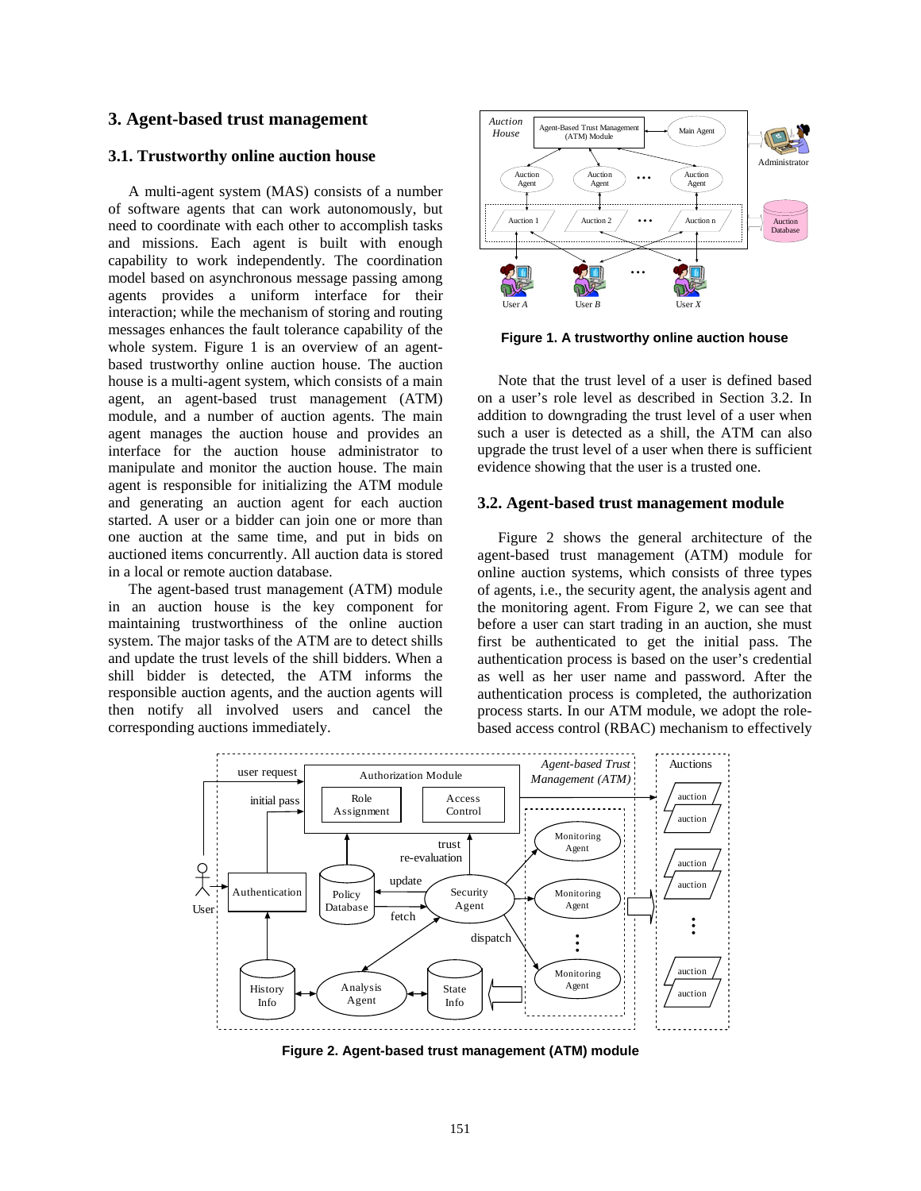## 3. Agent-based trust management

### 3.1. Trustworthy online auction house

A multi-agent system (MAS) consists of a number of software agents that can work autonomously, but need to coordinate with each other to accomplish tasks and missions. Each agent is built with enough capability to work independently. The coordination model based on asynchronous message passing among agents provides a uniform interface for their interaction; while the mechanism of storing and routing messages enhances the fault tolerance capability of the whole system. Figure 1 is an overview of an agent-based trustworthy online auction house. The auction house is a multi-agent system, which consists of a main agent, an agent-based trust management (ATM) module, and a number of auction agents. The main agent manages the auction house and provides an interface for the auction house administrator to manipulate and monitor the auction house. The main agent is responsible for initializing the ATM module and generating an auction agent for each auction started. A user or a bidder can join one or more than one auction at the same time, and put in bids on auctioned items concurrently. All auction data is stored in a local or remote auction database.

The agent-based trust management (ATM) module in an auction house is the key component for maintaining trustworthiness of the online auction system. The major tasks of the ATM are to detect shills and update the trust levels of the shill bidders. When a shill bidder is detected, the ATM informs the responsible auction agents, and the auction agents will then notify all involved users and cancel the corresponding auctions immediately.

**Figure 1. A trustworthy online auction house**

Note that the trust level of a user is defined based on a user's role level as described in Section 3.2. In addition to downgrading the trust level of a user when such a user is detected as a shill, the ATM can also upgrade the trust level of a user when there is sufficient evidence showing that the user is a trusted one.

### 3.2. Agent-based trust management module

Figure 2 shows the general architecture of the agent-based trust management (ATM) module for online auction systems, which consists of three types of agents, i.e., the security agent, the analysis agent and the monitoring agent. From Figure 2, we can see that before a user can start trading in an auction, she must first be authenticated to get the initial pass. The authentication process is based on the user's credential as well as her user name and password. After the authentication process is completed, the authorization process starts. In our ATM module, we adopt the role-based access control (RBAC) mechanism to effectively

**Figure 2. Agent-based trust management (ATM) module**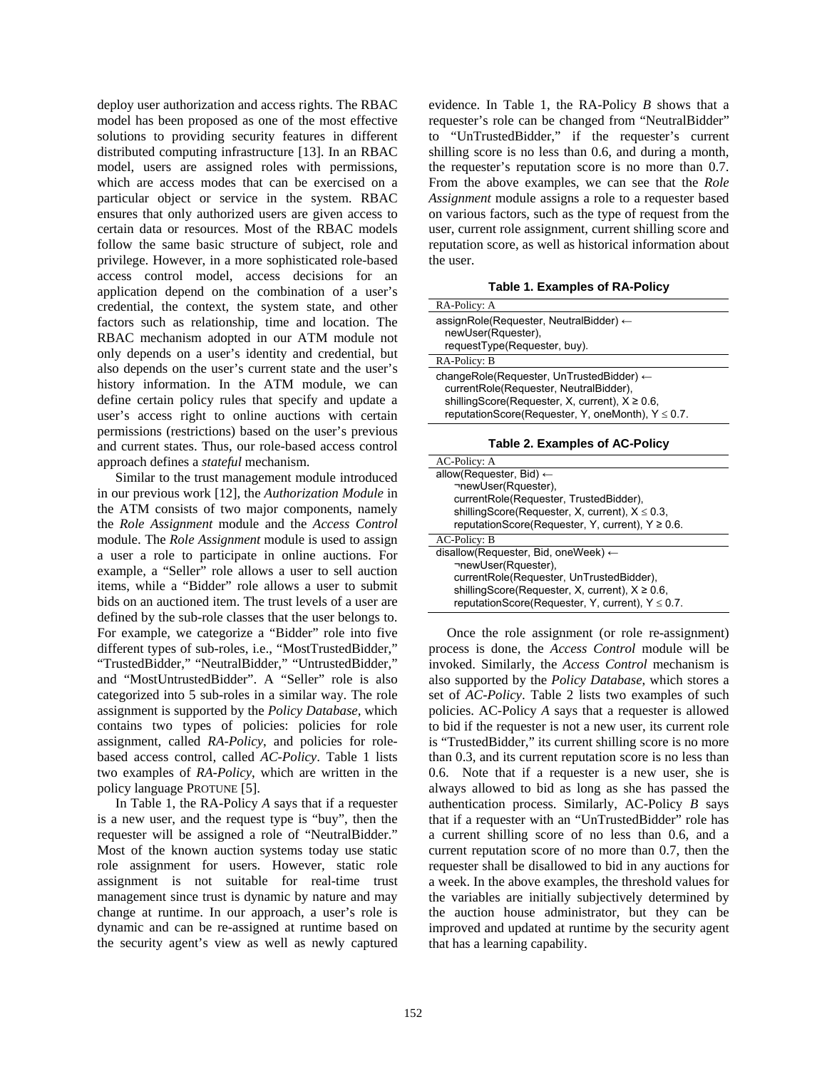deploy user authorization and access rights. The RBAC model has been proposed as one of the most effective solutions to providing security features in different distributed computing infrastructure [13]. In an RBAC model, users are assigned roles with permissions, which are access modes that can be exercised on a particular object or service in the system. RBAC ensures that only authorized users are given access to certain data or resources. Most of the RBAC models follow the same basic structure of subject, role and privilege. However, in a more sophisticated role-based access control model, access decisions for an application depend on the combination of a user's credential, the context, the system state, and other factors such as relationship, time and location. The RBAC mechanism adopted in our ATM module not only depends on a user's identity and credential, but also depends on the user's current state and the user's history information. In the ATM module, we can define certain policy rules that specify and update a user's access right to online auctions with certain permissions (restrictions) based on the user's previous and current states. Thus, our role-based access control approach defines a *stateful* mechanism.

Similar to the trust management module introduced in our previous work [12], the *Authorization Module* in the ATM consists of two major components, namely the *Role Assignment* module and the *Access Control* module. The *Role Assignment* module is used to assign a user a role to participate in online auctions. For example, a "Seller" role allows a user to sell auction items, while a "Bidder" role allows a user to submit bids on an auctioned item. The trust levels of a user are defined by the sub-role classes that the user belongs to. For example, we categorize a "Bidder" role into five different types of sub-roles, i.e., "MostTrustedBidder," "TrustedBidder," "NeutralBidder," "UntrustedBidder," and "MostUntrustedBidder". A "Seller" role is also categorized into 5 sub-roles in a similar way. The role assignment is supported by the *Policy Database*, which contains two types of policies: policies for role assignment, called *RA-Policy*, and policies for role-based access control, called *AC-Policy*. Table 1 lists two examples of *RA-Policy*, which are written in the policy language PROTUNE [5].

In Table 1, the RA-Policy *A* says that if a requester is a new user, and the request type is "buy", then the requester will be assigned a role of "NeutralBidder." Most of the known auction systems today use static role assignment for users. However, static role assignment is not suitable for real-time trust management since trust is dynamic by nature and may change at runtime. In our approach, a user's role is dynamic and can be re-assigned at runtime based on the security agent's view as well as newly captured evidence. In Table 1, the RA-Policy *B* shows that a requester's role can be changed from "NeutralBidder" to "UnTrustedBidder," if the requester's current shilling score is no less than 0.6, and during a month, the requester's reputation score is no more than 0.7. From the above examples, we can see that the *Role Assignment* module assigns a role to a requester based on various factors, such as the type of request from the user, current role assignment, current shilling score and reputation score, as well as historical information about the user.

**Table 1. Examples of RA-Policy**

| RA-Policy |
|---|
| **RA-Policy: A** |
| assignRole(Requester, NeutralBidder) ← newUser(Rquester), requestType(Requester, buy). |
| **RA-Policy: B** |
| changeRole(Requester, UnTrustedBidder) ← currentRole(Requester, NeutralBidder), shillingScore(Requester, X, current), X ≥ 0.6, reputationScore(Requester, Y, oneMonth), Y ≤ 0.7. |

**Table 2. Examples of AC-Policy**

| AC-Policy |
|---|
| **AC-Policy: A** |
| allow(Requester, Bid) ← ¬newUser(Rquester), currentRole(Requester, TrustedBidder), shillingScore(Requester, X, current), X ≤ 0.3, reputationScore(Requester, Y, current), Y ≥ 0.6. |
| **AC-Policy: B** |
| disallow(Requester, Bid, oneWeek) ← ¬newUser(Rquester), currentRole(Requester, UnTrustedBidder), shillingScore(Requester, X, current), X ≥ 0.6, reputationScore(Requester, Y, current), Y ≤ 0.7. |

Once the role assignment (or role re-assignment) process is done, the *Access Control* module will be invoked. Similarly, the *Access Control* mechanism is also supported by the *Policy Database*, which stores a set of *AC-Policy*. Table 2 lists two examples of such policies. AC-Policy *A* says that a requester is allowed to bid if the requester is not a new user, its current role is "TrustedBidder," its current shilling score is no more than 0.3, and its current reputation score is no less than 0.6. Note that if a requester is a new user, she is always allowed to bid as long as she has passed the authentication process. Similarly, AC-Policy *B* says that if a requester with an "UnTrustedBidder" role has a current shilling score of no less than 0.6, and a current reputation score of no more than 0.7, then the requester shall be disallowed to bid in any auctions for a week. In the above examples, the threshold values for the variables are initially subjectively determined by the auction house administrator, but they can be improved and updated at runtime by the security agent that has a learning capability.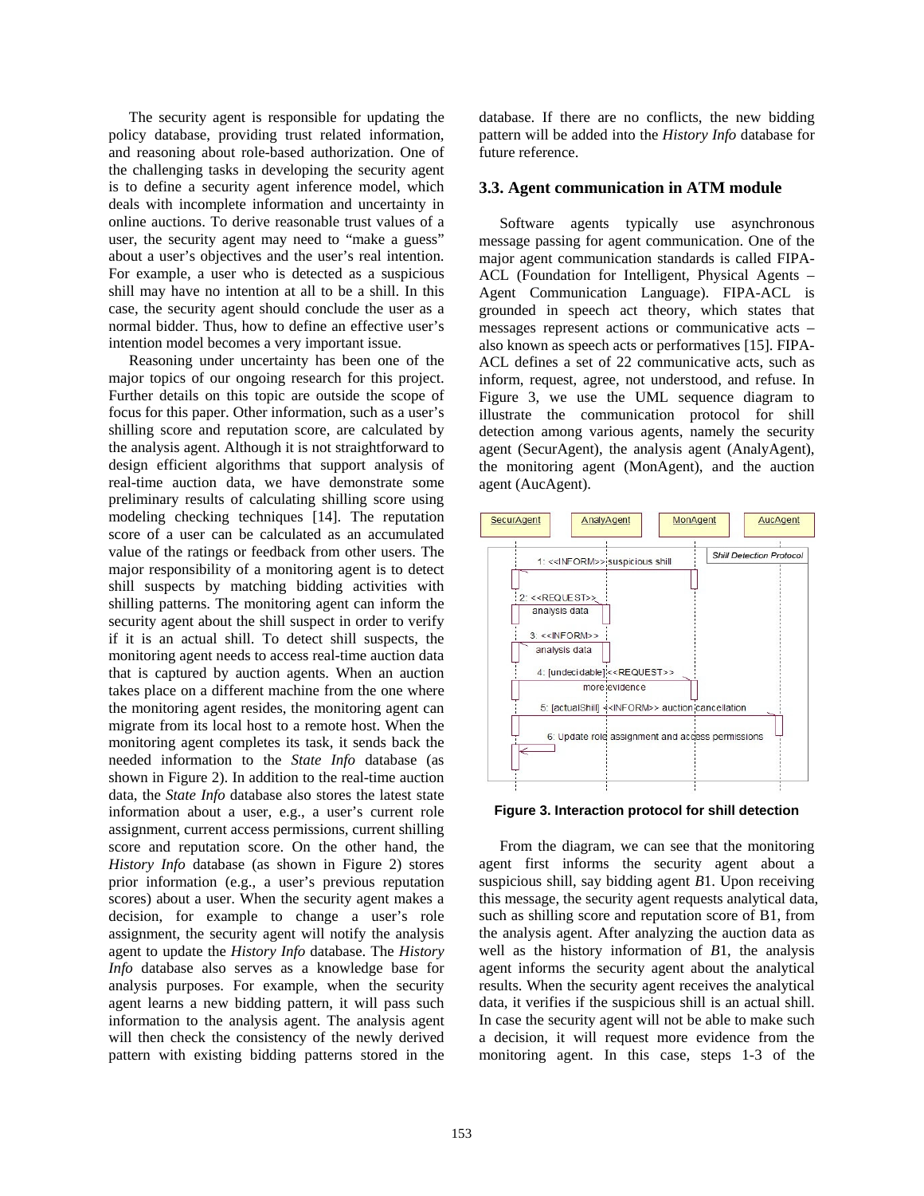The security agent is responsible for updating the policy database, providing trust related information, and reasoning about role-based authorization. One of the challenging tasks in developing the security agent is to define a security agent inference model, which deals with incomplete information and uncertainty in online auctions. To derive reasonable trust values of a user, the security agent may need to "make a guess" about a user's objectives and the user's real intention. For example, a user who is detected as a suspicious shill may have no intention at all to be a shill. In this case, the security agent should conclude the user as a normal bidder. Thus, how to define an effective user's intention model becomes a very important issue.

Reasoning under uncertainty has been one of the major topics of our ongoing research for this project. Further details on this topic are outside the scope of focus for this paper. Other information, such as a user's shilling score and reputation score, are calculated by the analysis agent. Although it is not straightforward to design efficient algorithms that support analysis of real-time auction data, we have demonstrate some preliminary results of calculating shilling score using modeling checking techniques [14]. The reputation score of a user can be calculated as an accumulated value of the ratings or feedback from other users. The major responsibility of a monitoring agent is to detect shill suspects by matching bidding activities with shilling patterns. The monitoring agent can inform the security agent about the shill suspect in order to verify if it is an actual shill. To detect shill suspects, the monitoring agent needs to access real-time auction data that is captured by auction agents. When an auction takes place on a different machine from the one where the monitoring agent resides, the monitoring agent can migrate from its local host to a remote host. When the monitoring agent completes its task, it sends back the needed information to the *State Info* database (as shown in Figure 2). In addition to the real-time auction data, the *State Info* database also stores the latest state information about a user, e.g., a user's current role assignment, current access permissions, current shilling score and reputation score. On the other hand, the *History Info* database (as shown in Figure 2) stores prior information (e.g., a user's previous reputation scores) about a user. When the security agent makes a decision, for example to change a user's role assignment, the security agent will notify the analysis agent to update the *History Info* database. The *History Info* database also serves as a knowledge base for analysis purposes. For example, when the security agent learns a new bidding pattern, it will pass such information to the analysis agent. The analysis agent will then check the consistency of the newly derived pattern with existing bidding patterns stored in the database. If there are no conflicts, the new bidding pattern will be added into the *History Info* database for future reference.

### 3.3. Agent communication in ATM module

Software agents typically use asynchronous message passing for agent communication. One of the major agent communication standards is called FIPA-ACL (Foundation for Intelligent, Physical Agents – Agent Communication Language). FIPA-ACL is grounded in speech act theory, which states that messages represent actions or communicative acts – also known as speech acts or performatives [15]. FIPA-ACL defines a set of 22 communicative acts, such as inform, request, agree, not understood, and refuse. In Figure 3, we use the UML sequence diagram to illustrate the communication protocol for shill detection among various agents, namely the security agent (SecurAgent), the analysis agent (AnalyAgent), the monitoring agent (MonAgent), and the auction agent (AucAgent).

SecurAgent
AnalyAgent
MonAgent
AucAgent
Shill Detection Protocol
1: <<INFORM>> suspicious shill
2: <<REQUEST>> analysis data
3: <<INFORM>> analysis data
4: [undecidable] <<REQUEST>> more evidence
5: [actualShill] <<INFORM>> auction cancellation
6: Update role assignment and access permissions

**Figure 3. Interaction protocol for shill detection**

From the diagram, we can see that the monitoring agent first informs the security agent about a suspicious shill, say bidding agent *B*1. Upon receiving this message, the security agent requests analytical data, such as shilling score and reputation score of B1, from the analysis agent. After analyzing the auction data as well as the history information of *B*1, the analysis agent informs the security agent about the analytical results. When the security agent receives the analytical data, it verifies if the suspicious shill is an actual shill. In case the security agent will not be able to make such a decision, it will request more evidence from the monitoring agent. In this case, steps 1-3 of the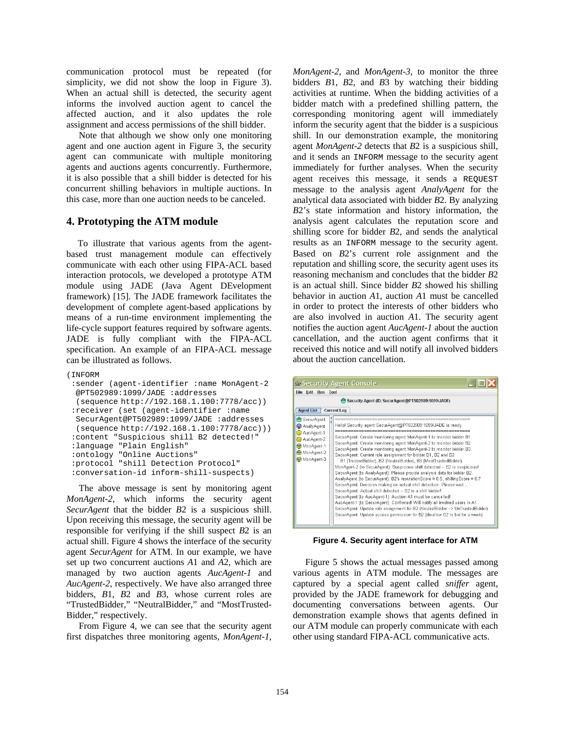communication protocol must be repeated (for simplicity, we did not show the loop in Figure 3). When an actual shill is detected, the security agent informs the involved auction agent to cancel the affected auction, and it also updates the role assignment and access permissions of the shill bidder.

Note that although we show only one monitoring agent and one auction agent in Figure 3, the security agent can communicate with multiple monitoring agents and auctions agents concurrently. Furthermore, it is also possible that a shill bidder is detected for his concurrent shilling behaviors in multiple auctions. In this case, more than one auction needs to be canceled.

## 4. Prototyping the ATM module

To illustrate that various agents from the agent-based trust management module can effectively communicate with each other using FIPA-ACL based interaction protocols, we developed a prototype ATM module using JADE (Java Agent DEvelopment framework) [15]. The JADE framework facilitates the development of complete agent-based applications by means of a run-time environment implementing the life-cycle support features required by software agents. JADE is fully compliant with the FIPA-ACL specification. An example of an FIPA-ACL message can be illustrated as follows.

```
(INFORM
 :sender (agent-identifier :name MonAgent-2
  @PT502989:1099/JADE :addresses
  (sequence http://192.168.1.100:7778/acc))
 :receiver (set (agent-identifier :name
  SecurAgent@PT502989:1099/JADE :addresses
  (sequence http://192.168.1.100:7778/acc)))
 :content "Suspicious shill B2 detected!"
 :language "Plain English"
 :ontology "Online Auctions"
 :protocol "shill Detection Protocol"
 :conversation-id inform-shill-suspects)
```

The above message is sent by monitoring agent *MonAgent-2*, which informs the security agent *SecurAgent* that the bidder *B*2 is a suspicious shill. Upon receiving this message, the security agent will be responsible for verifying if the shill suspect *B*2 is an actual shill. Figure 4 shows the interface of the security agent *SecurAgent* for ATM. In our example, we have set up two concurrent auctions *A*1 and *A*2, which are managed by two auction agents *AucAgent-1* and *AucAgent-2*, respectively. We have also arranged three bidders, *B*1, *B*2 and *B*3, whose current roles are "TrustedBidder," "NeutralBidder," and "MostTrusted-Bidder," respectively.

From Figure 4, we can see that the security agent first dispatches three monitoring agents, *MonAgent-1*, *MonAgent-2*, and *MonAgent-3*, to monitor the three bidders *B*1, *B*2, and *B*3 by watching their bidding activities at runtime. When the bidding activities of a bidder match with a predefined shilling pattern, the corresponding monitoring agent will immediately inform the security agent that the bidder is a suspicious shill. In our demonstration example, the monitoring agent *MonAgent-2* detects that *B*2 is a suspicious shill, and it sends an `INFORM` message to the security agent immediately for further analyses. When the security agent receives this message, it sends a `REQUEST` message to the analysis agent *AnalyAgent* for the analytical data associated with bidder *B*2. By analyzing *B*2's state information and history information, the analysis agent calculates the reputation score and shilling score for bidder *B*2, and sends the analytical results as an `INFORM` message to the security agent. Based on *B*2's current role assignment and the reputation and shilling score, the security agent uses its reasoning mechanism and concludes that the bidder *B*2 is an actual shill. Since bidder *B*2 showed his shilling behavior in auction *A*1, auction *A*1 must be cancelled in order to protect the interests of other bidders who are also involved in auction *A*1. The security agent notifies the auction agent *AucAgent-1* about the auction cancellation, and the auction agent confirms that it received this notice and will notify all involved bidders about the auction cancellation.

**Figure 4. Security agent interface for ATM**

Figure 5 shows the actual messages passed among various agents in ATM module. The messages are captured by a special agent called *sniffer* agent, provided by the JADE framework for debugging and documenting conversations between agents. Our demonstration example shows that agents defined in our ATM module can properly communicate with each other using standard FIPA-ACL communicative acts.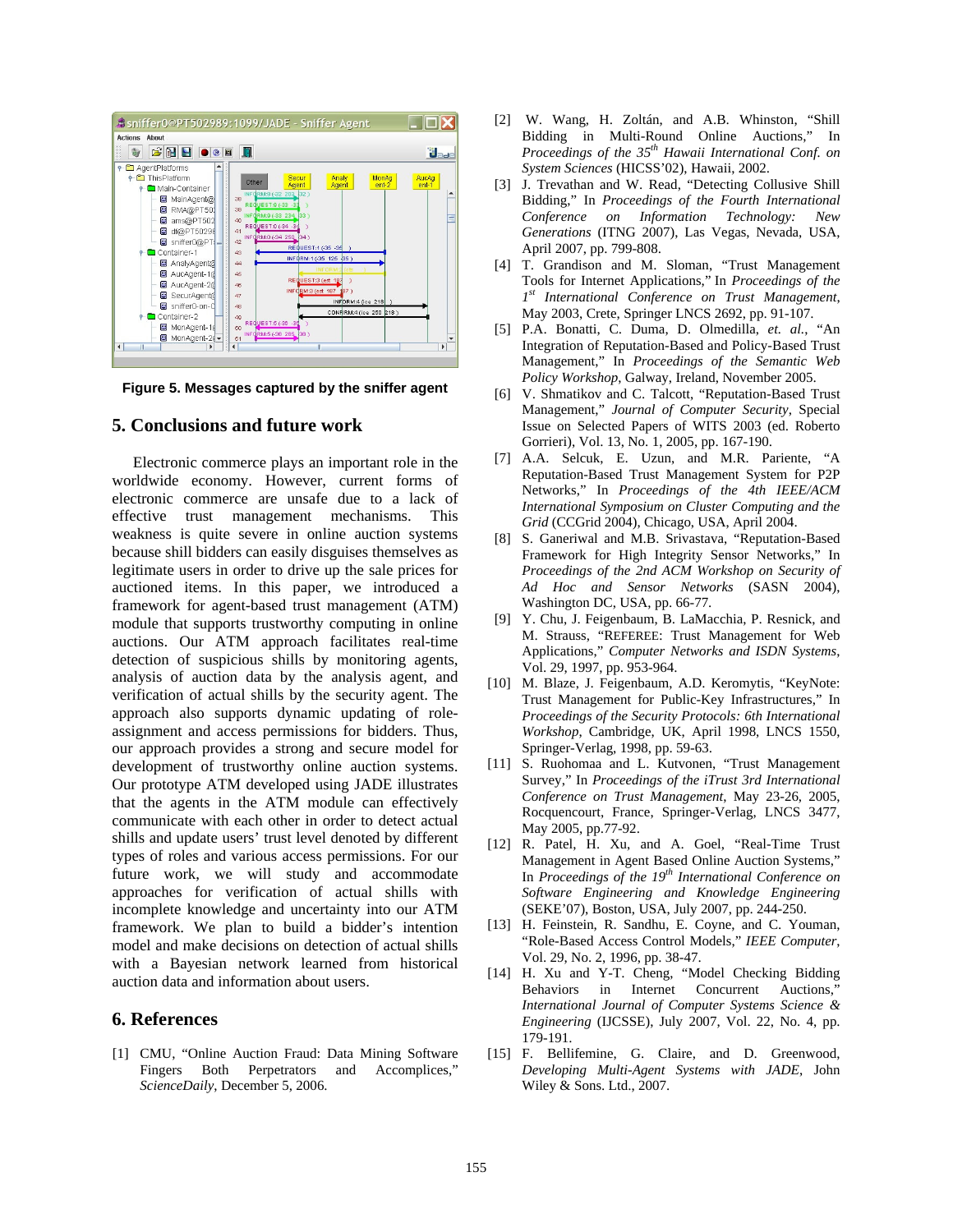Figure 5. Messages captured by the sniffer agent

## 5. Conclusions and future work

Electronic commerce plays an important role in the worldwide economy. However, current forms of electronic commerce are unsafe due to a lack of effective trust management mechanisms. This weakness is quite severe in online auction systems because shill bidders can easily disguises themselves as legitimate users in order to drive up the sale prices for auctioned items. In this paper, we introduced a framework for agent-based trust management (ATM) module that supports trustworthy computing in online auctions. Our ATM approach facilitates real-time detection of suspicious shills by monitoring agents, analysis of auction data by the analysis agent, and verification of actual shills by the security agent. The approach also supports dynamic updating of role-assignment and access permissions for bidders. Thus, our approach provides a strong and secure model for development of trustworthy online auction systems. Our prototype ATM developed using JADE illustrates that the agents in the ATM module can effectively communicate with each other in order to detect actual shills and update users' trust level denoted by different types of roles and various access permissions. For our future work, we will study and accommodate approaches for verification of actual shills with incomplete knowledge and uncertainty into our ATM framework. We plan to build a bidder's intention model and make decisions on detection of actual shills with a Bayesian network learned from historical auction data and information about users.

## 6. References

[1] CMU, "Online Auction Fraud: Data Mining Software Fingers Both Perpetrators and Accomplices," *ScienceDaily*, December 5, 2006.

[2] W. Wang, H. Zoltán, and A.B. Whinston, "Shill Bidding in Multi-Round Online Auctions," In *Proceedings of the 35th Hawaii International Conf. on System Sciences* (HICSS'02), Hawaii, 2002.

[3] J. Trevathan and W. Read, "Detecting Collusive Shill Bidding," In *Proceedings of the Fourth International Conference on Information Technology: New Generations* (ITNG 2007), Las Vegas, Nevada, USA, April 2007, pp. 799-808.

[4] T. Grandison and M. Sloman, "Trust Management Tools for Internet Applications," In *Proceedings of the 1st International Conference on Trust Management*, May 2003, Crete, Springer LNCS 2692, pp. 91-107.

[5] P.A. Bonatti, C. Duma, D. Olmedilla, *et. al.*, "An Integration of Reputation-Based and Policy-Based Trust Management," In *Proceedings of the Semantic Web Policy Workshop*, Galway, Ireland, November 2005.

[6] V. Shmatikov and C. Talcott, "Reputation-Based Trust Management," *Journal of Computer Security*, Special Issue on Selected Papers of WITS 2003 (ed. Roberto Gorrieri), Vol. 13, No. 1, 2005, pp. 167-190.

[7] A.A. Selcuk, E. Uzun, and M.R. Pariente, "A Reputation-Based Trust Management System for P2P Networks," In *Proceedings of the 4th IEEE/ACM International Symposium on Cluster Computing and the Grid* (CCGrid 2004), Chicago, USA, April 2004.

[8] S. Ganeriwal and M.B. Srivastava, "Reputation-Based Framework for High Integrity Sensor Networks," In *Proceedings of the 2nd ACM Workshop on Security of Ad Hoc and Sensor Networks* (SASN 2004), Washington DC, USA, pp. 66-77.

[9] Y. Chu, J. Feigenbaum, B. LaMacchia, P. Resnick, and M. Strauss, "REFEREE: Trust Management for Web Applications," *Computer Networks and ISDN Systems*, Vol. 29, 1997, pp. 953-964.

[10] M. Blaze, J. Feigenbaum, A.D. Keromytis, "KeyNote: Trust Management for Public-Key Infrastructures," In *Proceedings of the Security Protocols: 6th International Workshop*, Cambridge, UK, April 1998, LNCS 1550, Springer-Verlag, 1998, pp. 59-63.

[11] S. Ruohomaa and L. Kutvonen, "Trust Management Survey," In *Proceedings of the iTrust 3rd International Conference on Trust Management*, May 23-26, 2005, Rocquencourt, France, Springer-Verlag, LNCS 3477, May 2005, pp.77-92.

[12] R. Patel, H. Xu, and A. Goel, "Real-Time Trust Management in Agent Based Online Auction Systems," In *Proceedings of the 19th International Conference on Software Engineering and Knowledge Engineering* (SEKE'07), Boston, USA, July 2007, pp. 244-250.

[13] H. Feinstein, R. Sandhu, E. Coyne, and C. Youman, "Role-Based Access Control Models," *IEEE Computer*, Vol. 29, No. 2, 1996, pp. 38-47.

[14] H. Xu and Y-T. Cheng, "Model Checking Bidding Behaviors in Internet Concurrent Auctions," *International Journal of Computer Systems Science & Engineering* (IJCSSE), July 2007, Vol. 22, No. 4, pp. 179-191.

[15] F. Bellifemine, G. Claire, and D. Greenwood, *Developing Multi-Agent Systems with JADE*, John Wiley & Sons. Ltd., 2007.